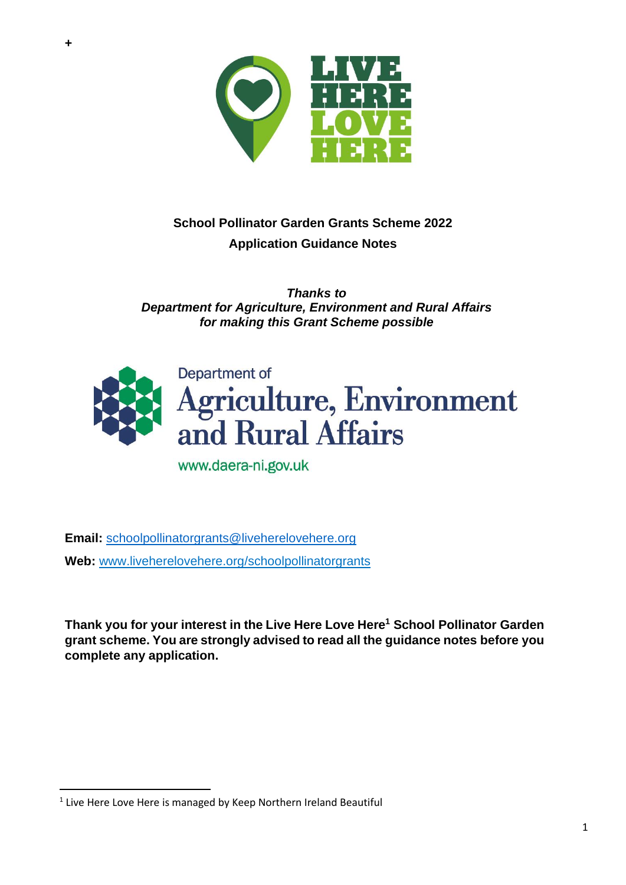+

LIVE HERE LOVE HERE

**School Pollinator Garden Grants Scheme 2022**

**Application Guidance Notes**

***Thanks to***
***Department for Agriculture, Environment and Rural Affairs***
***for making this Grant Scheme possible***

Department of Agriculture, Environment and Rural Affairs

www.daera-ni.gov.uk

**Email:** schoolpollinatorgrants@liveherelovehere.org

**Web:** www.liveherelovehere.org/schoolpollinatorgrants

**Thank you for your interest in the Live Here Love Here[1] School Pollinator Garden grant scheme. You are strongly advised to read all the guidance notes before you complete any application.**

[1] Live Here Love Here is managed by Keep Northern Ireland Beautiful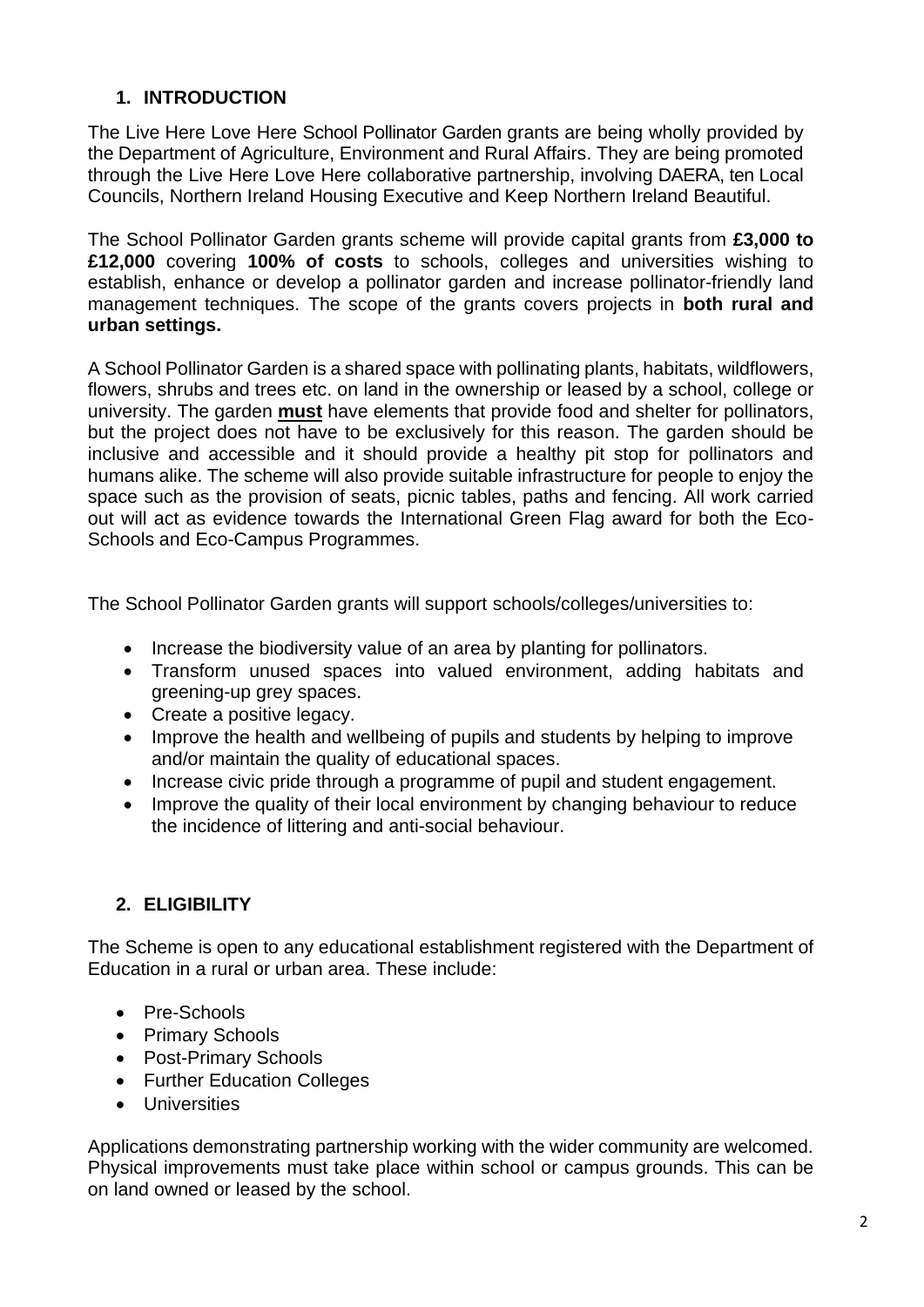## 1. INTRODUCTION

The Live Here Love Here School Pollinator Garden grants are being wholly provided by the Department of Agriculture, Environment and Rural Affairs. They are being promoted through the Live Here Love Here collaborative partnership, involving DAERA, ten Local Councils, Northern Ireland Housing Executive and Keep Northern Ireland Beautiful.

The School Pollinator Garden grants scheme will provide capital grants from **£3,000 to £12,000** covering **100% of costs** to schools, colleges and universities wishing to establish, enhance or develop a pollinator garden and increase pollinator-friendly land management techniques. The scope of the grants covers projects in **both rural and urban settings.**

A School Pollinator Garden is a shared space with pollinating plants, habitats, wildflowers, flowers, shrubs and trees etc. on land in the ownership or leased by a school, college or university. The garden **<u>must</u>** have elements that provide food and shelter for pollinators, but the project does not have to be exclusively for this reason. The garden should be inclusive and accessible and it should provide a healthy pit stop for pollinators and humans alike. The scheme will also provide suitable infrastructure for people to enjoy the space such as the provision of seats, picnic tables, paths and fencing. All work carried out will act as evidence towards the International Green Flag award for both the Eco-Schools and Eco-Campus Programmes.

The School Pollinator Garden grants will support schools/colleges/universities to:

- Increase the biodiversity value of an area by planting for pollinators.
- Transform unused spaces into valued environment, adding habitats and greening-up grey spaces.
- Create a positive legacy.
- Improve the health and wellbeing of pupils and students by helping to improve and/or maintain the quality of educational spaces.
- Increase civic pride through a programme of pupil and student engagement.
- Improve the quality of their local environment by changing behaviour to reduce the incidence of littering and anti-social behaviour.

## 2. ELIGIBILITY

The Scheme is open to any educational establishment registered with the Department of Education in a rural or urban area. These include:

- Pre-Schools
- Primary Schools
- Post-Primary Schools
- Further Education Colleges
- Universities

Applications demonstrating partnership working with the wider community are welcomed. Physical improvements must take place within school or campus grounds. This can be on land owned or leased by the school.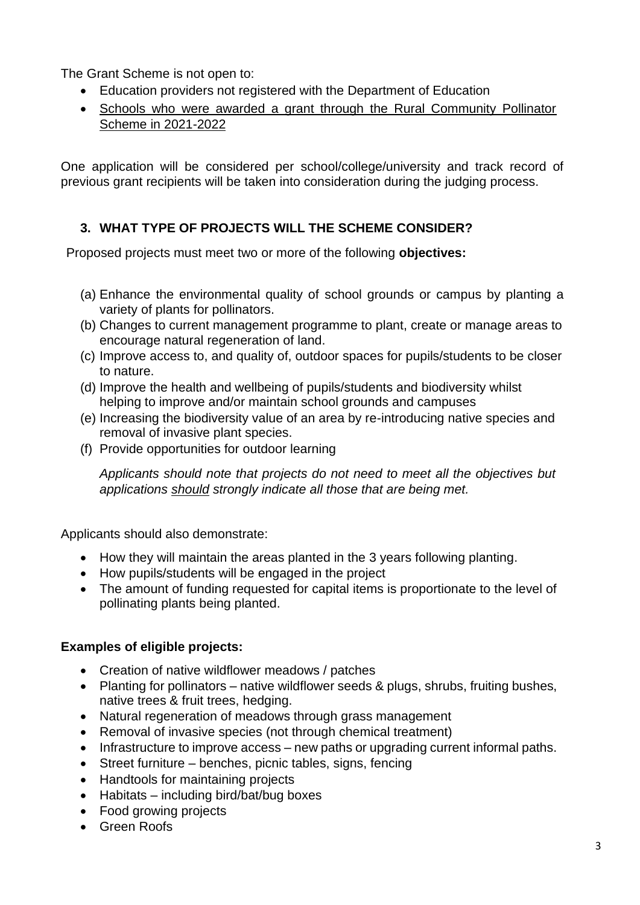The Grant Scheme is not open to:

- Education providers not registered with the Department of Education
- Schools who were awarded a grant through the Rural Community Pollinator Scheme in 2021-2022

One application will be considered per school/college/university and track record of previous grant recipients will be taken into consideration during the judging process.

## 3. WHAT TYPE OF PROJECTS WILL THE SCHEME CONSIDER?

Proposed projects must meet two or more of the following **objectives:**

(a) Enhance the environmental quality of school grounds or campus by planting a variety of plants for pollinators.

(b) Changes to current management programme to plant, create or manage areas to encourage natural regeneration of land.

(c) Improve access to, and quality of, outdoor spaces for pupils/students to be closer to nature.

(d) Improve the health and wellbeing of pupils/students and biodiversity whilst helping to improve and/or maintain school grounds and campuses

(e) Increasing the biodiversity value of an area by re-introducing native species and removal of invasive plant species.

(f) Provide opportunities for outdoor learning

*Applicants should note that projects do not need to meet all the objectives but applications should strongly indicate all those that are being met.*

Applicants should also demonstrate:

- How they will maintain the areas planted in the 3 years following planting.
- How pupils/students will be engaged in the project
- The amount of funding requested for capital items is proportionate to the level of pollinating plants being planted.

**Examples of eligible projects:**

- Creation of native wildflower meadows / patches
- Planting for pollinators – native wildflower seeds & plugs, shrubs, fruiting bushes, native trees & fruit trees, hedging.
- Natural regeneration of meadows through grass management
- Removal of invasive species (not through chemical treatment)
- Infrastructure to improve access – new paths or upgrading current informal paths.
- Street furniture – benches, picnic tables, signs, fencing
- Handtools for maintaining projects
- Habitats – including bird/bat/bug boxes
- Food growing projects
- Green Roofs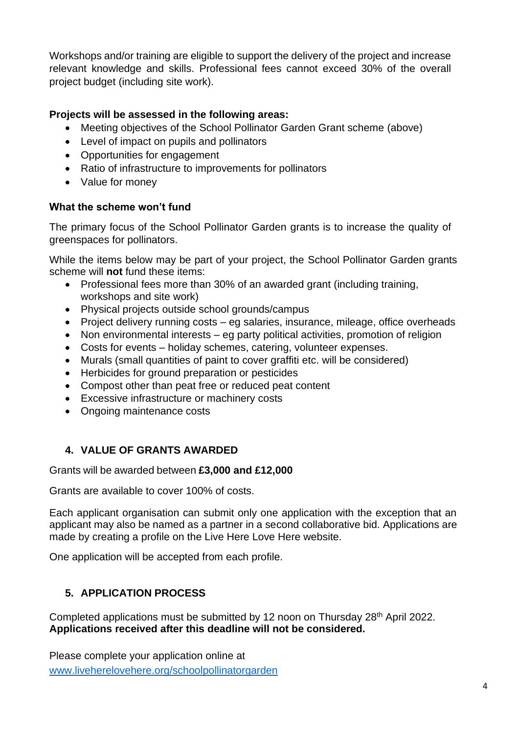Workshops and/or training are eligible to support the delivery of the project and increase relevant knowledge and skills. Professional fees cannot exceed 30% of the overall project budget (including site work).

**Projects will be assessed in the following areas:**

- Meeting objectives of the School Pollinator Garden Grant scheme (above)
- Level of impact on pupils and pollinators
- Opportunities for engagement
- Ratio of infrastructure to improvements for pollinators
- Value for money

**What the scheme won't fund**

The primary focus of the School Pollinator Garden grants is to increase the quality of greenspaces for pollinators.

While the items below may be part of your project, the School Pollinator Garden grants scheme will **not** fund these items:

- Professional fees more than 30% of an awarded grant (including training, workshops and site work)
- Physical projects outside school grounds/campus
- Project delivery running costs – eg salaries, insurance, mileage, office overheads
- Non environmental interests – eg party political activities, promotion of religion
- Costs for events – holiday schemes, catering, volunteer expenses.
- Murals (small quantities of paint to cover graffiti etc. will be considered)
- Herbicides for ground preparation or pesticides
- Compost other than peat free or reduced peat content
- Excessive infrastructure or machinery costs
- Ongoing maintenance costs

## 4. VALUE OF GRANTS AWARDED

Grants will be awarded between **£3,000 and £12,000**

Grants are available to cover 100% of costs.

Each applicant organisation can submit only one application with the exception that an applicant may also be named as a partner in a second collaborative bid. Applications are made by creating a profile on the Live Here Love Here website.

One application will be accepted from each profile.

## 5. APPLICATION PROCESS

Completed applications must be submitted by 12 noon on Thursday 28th April 2022. **Applications received after this deadline will not be considered.**

Please complete your application online at [www.liveherelovehere.org/schoolpollinatorgarden](www.liveherelovehere.org/schoolpollinatorgarden)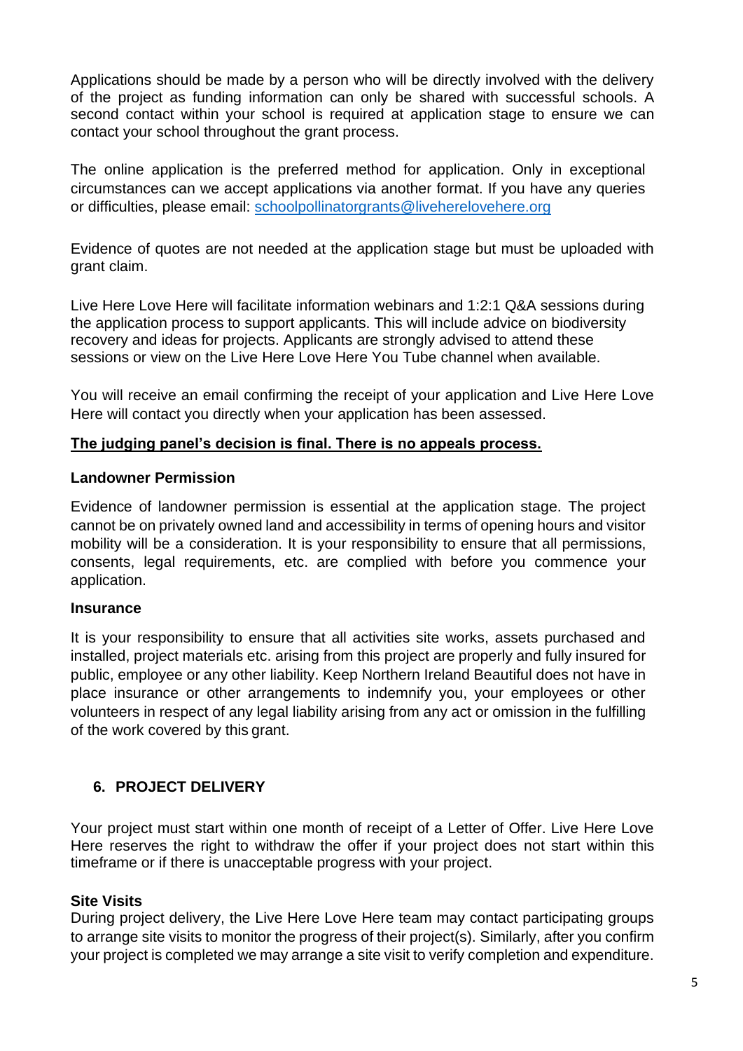Applications should be made by a person who will be directly involved with the delivery of the project as funding information can only be shared with successful schools. A second contact within your school is required at application stage to ensure we can contact your school throughout the grant process.

The online application is the preferred method for application. Only in exceptional circumstances can we accept applications via another format. If you have any queries or difficulties, please email: [schoolpollinatorgrants@liveherelovehere.org](mailto:schoolpollinatorgrants@liveherelovehere.org)

Evidence of quotes are not needed at the application stage but must be uploaded with grant claim.

Live Here Love Here will facilitate information webinars and 1:2:1 Q&A sessions during the application process to support applicants. This will include advice on biodiversity recovery and ideas for projects. Applicants are strongly advised to attend these sessions or view on the Live Here Love Here You Tube channel when available.

You will receive an email confirming the receipt of your application and Live Here Love Here will contact you directly when your application has been assessed.

**<u>The judging panel's decision is final. There is no appeals process.</u>**

**Landowner Permission**

Evidence of landowner permission is essential at the application stage. The project cannot be on privately owned land and accessibility in terms of opening hours and visitor mobility will be a consideration. It is your responsibility to ensure that all permissions, consents, legal requirements, etc. are complied with before you commence your application.

**Insurance**

It is your responsibility to ensure that all activities site works, assets purchased and installed, project materials etc. arising from this project are properly and fully insured for public, employee or any other liability. Keep Northern Ireland Beautiful does not have in place insurance or other arrangements to indemnify you, your employees or other volunteers in respect of any legal liability arising from any act or omission in the fulfilling of the work covered by this grant.

## 6. PROJECT DELIVERY

Your project must start within one month of receipt of a Letter of Offer. Live Here Love Here reserves the right to withdraw the offer if your project does not start within this timeframe or if there is unacceptable progress with your project.

**Site Visits**

During project delivery, the Live Here Love Here team may contact participating groups to arrange site visits to monitor the progress of their project(s). Similarly, after you confirm your project is completed we may arrange a site visit to verify completion and expenditure.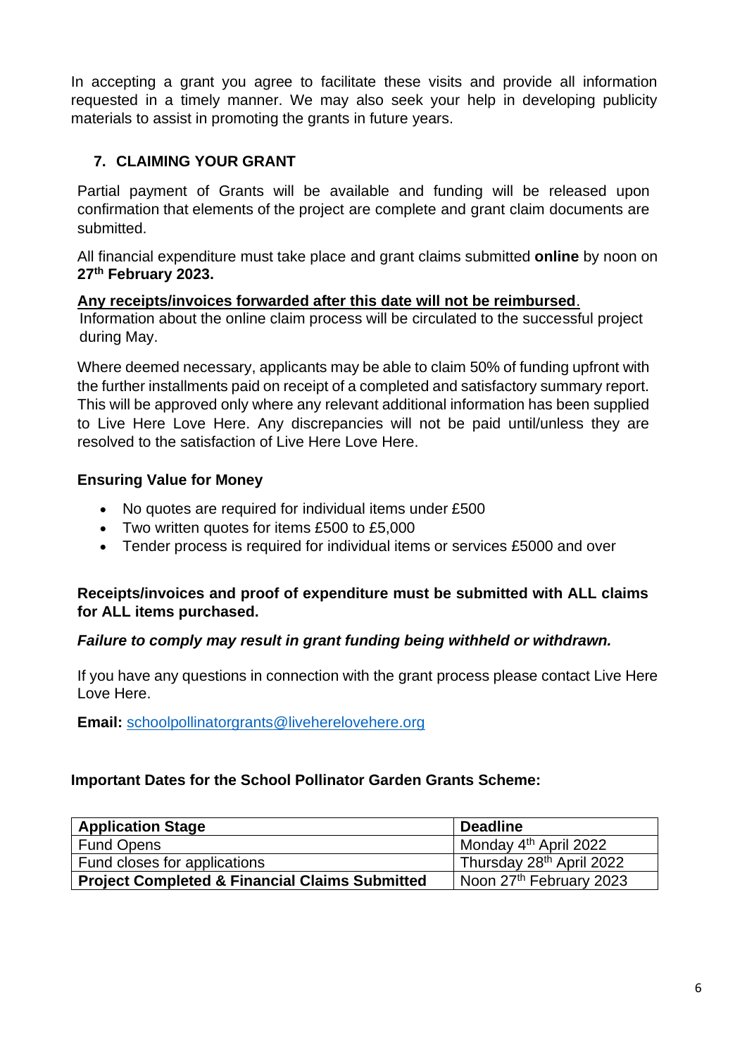In accepting a grant you agree to facilitate these visits and provide all information requested in a timely manner. We may also seek your help in developing publicity materials to assist in promoting the grants in future years.

## 7. CLAIMING YOUR GRANT

Partial payment of Grants will be available and funding will be released upon confirmation that elements of the project are complete and grant claim documents are submitted.

All financial expenditure must take place and grant claims submitted **online** by noon on **27th February 2023.**

**Any receipts/invoices forwarded after this date will not be reimbursed**.
Information about the online claim process will be circulated to the successful project during May.

Where deemed necessary, applicants may be able to claim 50% of funding upfront with the further installments paid on receipt of a completed and satisfactory summary report. This will be approved only where any relevant additional information has been supplied to Live Here Love Here. Any discrepancies will not be paid until/unless they are resolved to the satisfaction of Live Here Love Here.

### Ensuring Value for Money

- No quotes are required for individual items under £500
- Two written quotes for items £500 to £5,000
- Tender process is required for individual items or services £5000 and over

**Receipts/invoices and proof of expenditure must be submitted with ALL claims for ALL items purchased.**

***Failure to comply may result in grant funding being withheld or withdrawn.***

If you have any questions in connection with the grant process please contact Live Here Love Here.

**Email:** schoolpollinatorgrants@liveherelovehere.org

### Important Dates for the School Pollinator Garden Grants Scheme:

| Application Stage | Deadline |
|---|---|
| Fund Opens | Monday 4th April 2022 |
| Fund closes for applications | Thursday 28th April 2022 |
| **Project Completed & Financial Claims Submitted** | Noon 27th February 2023 |